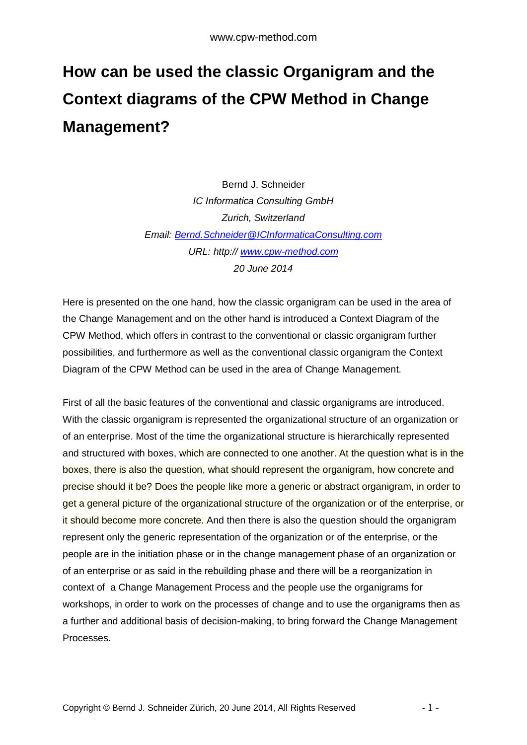# How can be used the classic Organigram and the Context diagrams of the CPW Method in Change Management?

Bernd J. Schneider
*IC Informatica Consulting GmbH*
*Zurich, Switzerland*
*Email: Bernd.Schneider@ICInformaticaConsulting.com*
*URL: http:// www.cpw-method.com*
*20 June 2014*

Here is presented on the one hand, how the classic organigram can be used in the area of the Change Management and on the other hand is introduced a Context Diagram of the CPW Method, which offers in contrast to the conventional or classic organigram further possibilities, and furthermore as well as the conventional classic organigram the Context Diagram of the CPW Method can be used in the area of Change Management.

First of all the basic features of the conventional and classic organigrams are introduced. With the classic organigram is represented the organizational structure of an organization or of an enterprise. Most of the time the organizational structure is hierarchically represented and structured with boxes, which are connected to one another. At the question what is in the boxes, there is also the question, what should represent the organigram, how concrete and precise should it be? Does the people like more a generic or abstract organigram, in order to get a general picture of the organizational structure of the organization or of the enterprise, or it should become more concrete. And then there is also the question should the organigram represent only the generic representation of the organization or of the enterprise, or the people are in the initiation phase or in the change management phase of an organization or of an enterprise or as said in the rebuilding phase and there will be a reorganization in context of a Change Management Process and the people use the organigrams for workshops, in order to work on the processes of change and to use the organigrams then as a further and additional basis of decision-making, to bring forward the Change Management Processes.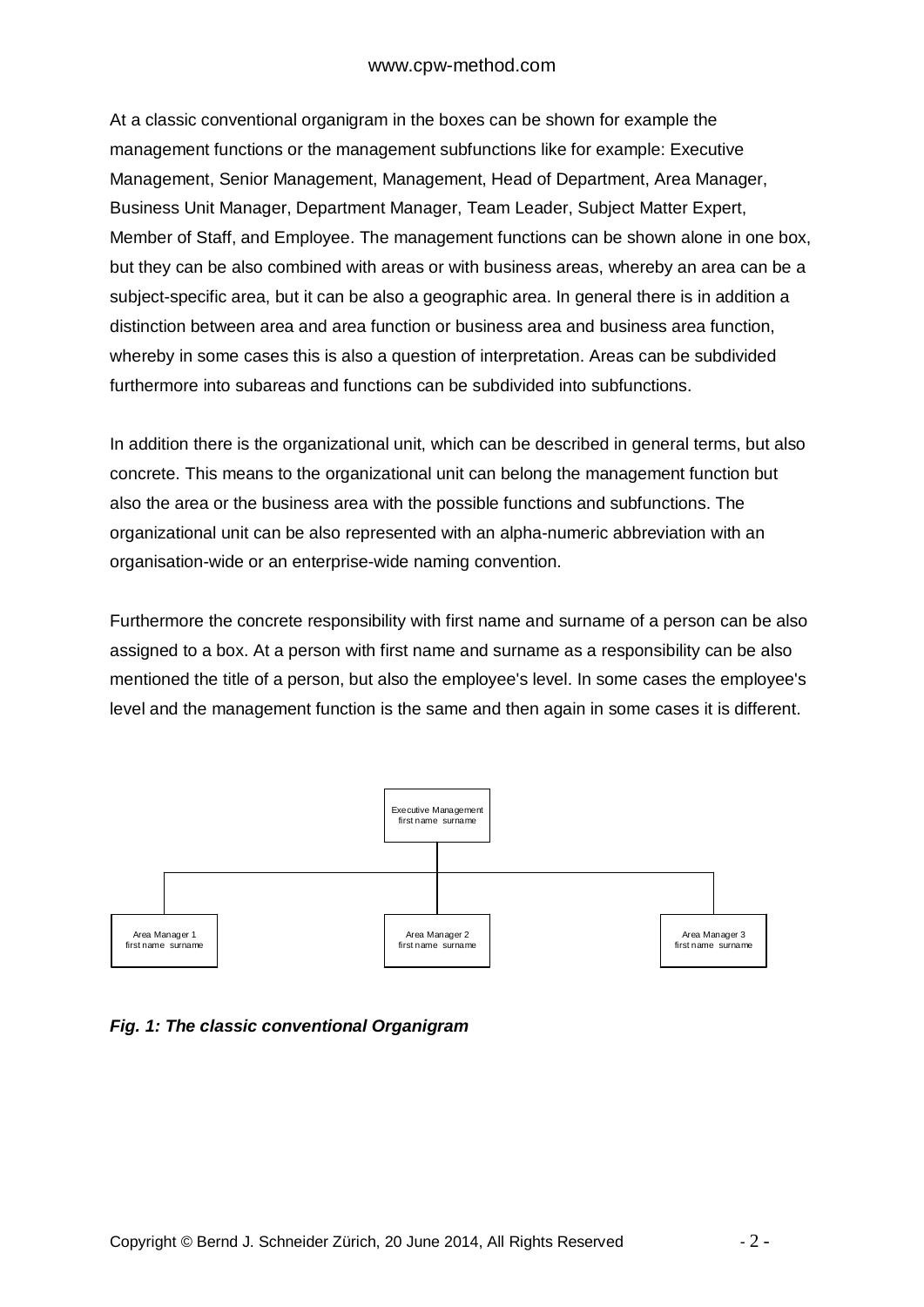At a classic conventional organigram in the boxes can be shown for example the management functions or the management subfunctions like for example: Executive Management, Senior Management, Management, Head of Department, Area Manager, Business Unit Manager, Department Manager, Team Leader, Subject Matter Expert, Member of Staff, and Employee. The management functions can be shown alone in one box, but they can be also combined with areas or with business areas, whereby an area can be a subject-specific area, but it can be also a geographic area. In general there is in addition a distinction between area and area function or business area and business area function, whereby in some cases this is also a question of interpretation. Areas can be subdivided furthermore into subareas and functions can be subdivided into subfunctions.

In addition there is the organizational unit, which can be described in general terms, but also concrete. This means to the organizational unit can belong the management function but also the area or the business area with the possible functions and subfunctions. The organizational unit can be also represented with an alpha-numeric abbreviation with an organisation-wide or an enterprise-wide naming convention.

Furthermore the concrete responsibility with first name and surname of a person can be also assigned to a box. At a person with first name and surname as a responsibility can be also mentioned the title of a person, but also the employee's level. In some cases the employee's level and the management function is the same and then again in some cases it is different.

Executive Management
first name surname

Area Manager 1
first name surname

Area Manager 2
first name surname

Area Manager 3
first name surname

***Fig. 1: The classic conventional Organigram***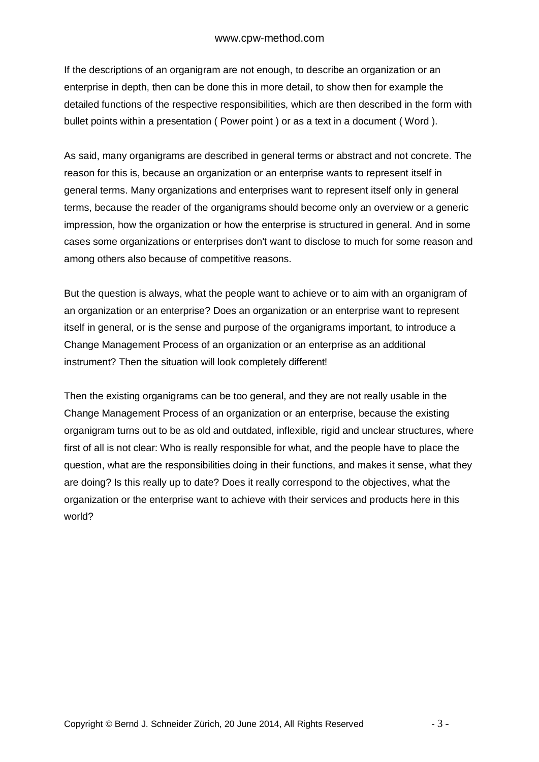If the descriptions of an organigram are not enough, to describe an organization or an enterprise in depth, then can be done this in more detail, to show then for example the detailed functions of the respective responsibilities, which are then described in the form with bullet points within a presentation ( Power point ) or as a text in a document ( Word ).

As said, many organigrams are described in general terms or abstract and not concrete. The reason for this is, because an organization or an enterprise wants to represent itself in general terms. Many organizations and enterprises want to represent itself only in general terms, because the reader of the organigrams should become only an overview or a generic impression, how the organization or how the enterprise is structured in general. And in some cases some organizations or enterprises don't want to disclose to much for some reason and among others also because of competitive reasons.

But the question is always, what the people want to achieve or to aim with an organigram of an organization or an enterprise? Does an organization or an enterprise want to represent itself in general, or is the sense and purpose of the organigrams important, to introduce a Change Management Process of an organization or an enterprise as an additional instrument? Then the situation will look completely different!

Then the existing organigrams can be too general, and they are not really usable in the Change Management Process of an organization or an enterprise, because the existing organigram turns out to be as old and outdated, inflexible, rigid and unclear structures, where first of all is not clear: Who is really responsible for what, and the people have to place the question, what are the responsibilities doing in their functions, and makes it sense, what they are doing? Is this really up to date? Does it really correspond to the objectives, what the organization or the enterprise want to achieve with their services and products here in this world?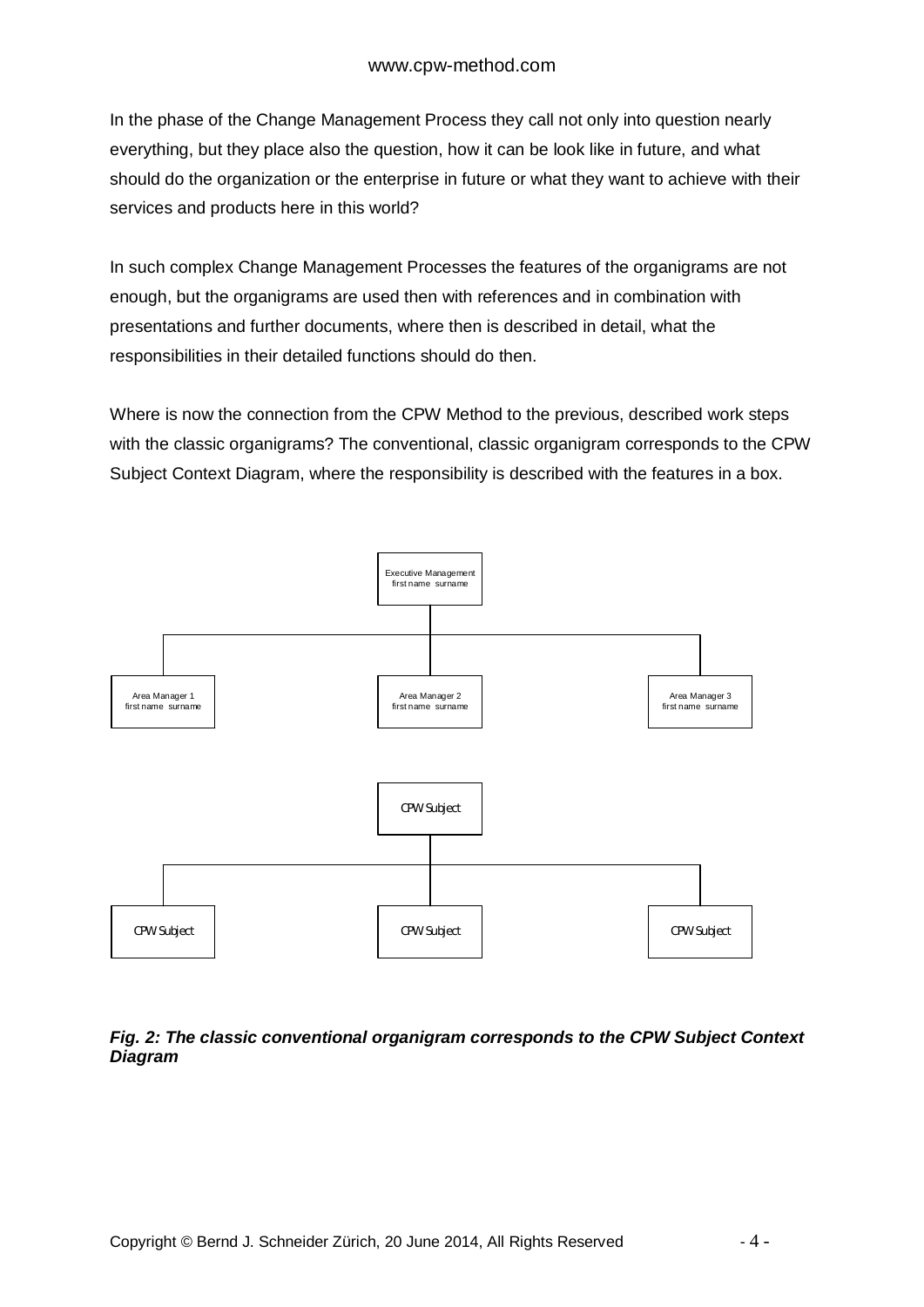In the phase of the Change Management Process they call not only into question nearly everything, but they place also the question, how it can be look like in future, and what should do the organization or the enterprise in future or what they want to achieve with their services and products here in this world?

In such complex Change Management Processes the features of the organigrams are not enough, but the organigrams are used then with references and in combination with presentations and further documents, where then is described in detail, what the responsibilities in their detailed functions should do then.

Where is now the connection from the CPW Method to the previous, described work steps with the classic organigrams? The conventional, classic organigram corresponds to the CPW Subject Context Diagram, where the responsibility is described with the features in a box.

***Fig. 2: The classic conventional organigram corresponds to the CPW Subject Context Diagram***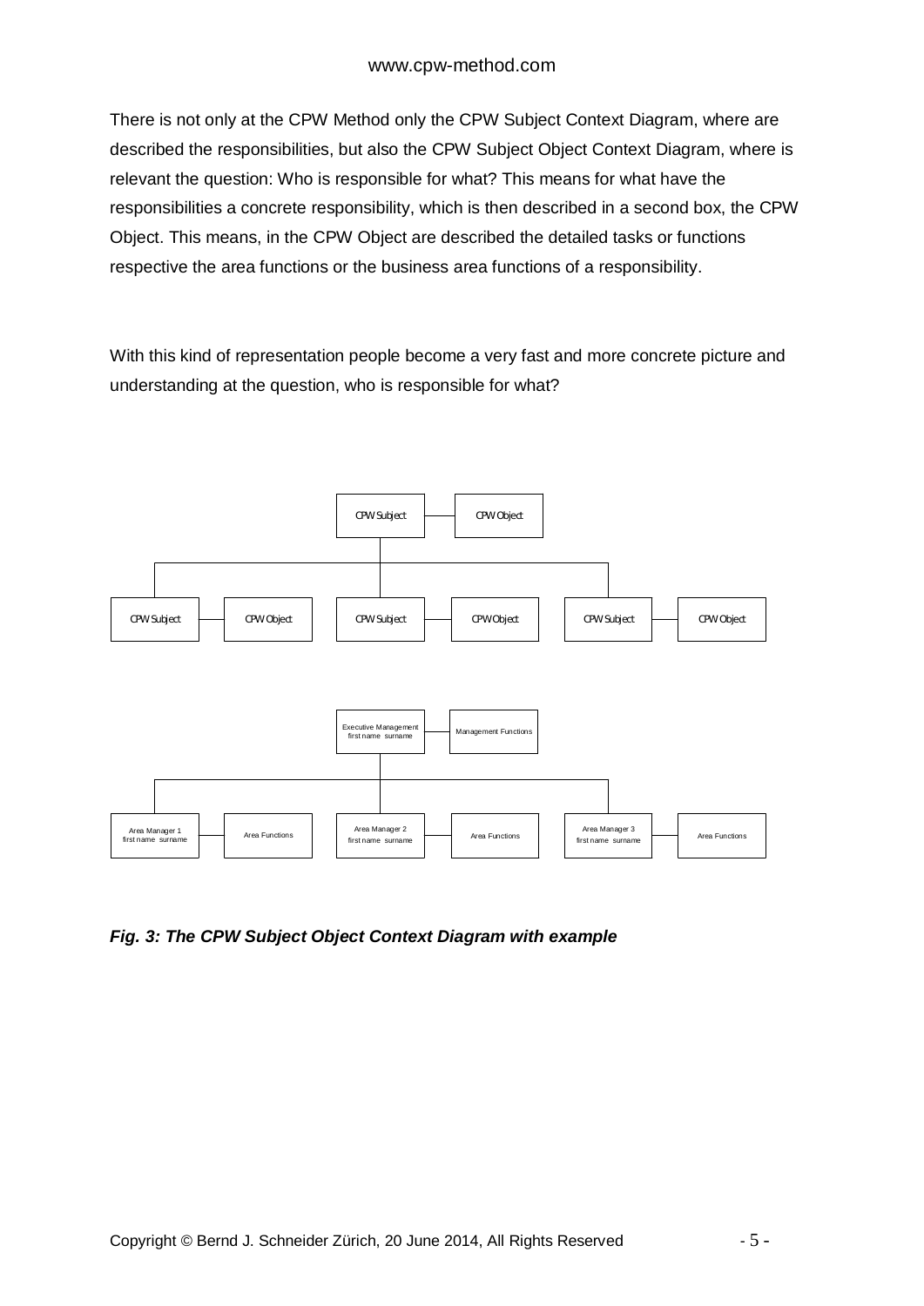There is not only at the CPW Method only the CPW Subject Context Diagram, where are described the responsibilities, but also the CPW Subject Object Context Diagram, where is relevant the question: Who is responsible for what? This means for what have the responsibilities a concrete responsibility, which is then described in a second box, the CPW Object. This means, in the CPW Object are described the detailed tasks or functions respective the area functions or the business area functions of a responsibility.

With this kind of representation people become a very fast and more concrete picture and understanding at the question, who is responsible for what?

*Fig. 3: The CPW Subject Object Context Diagram with example*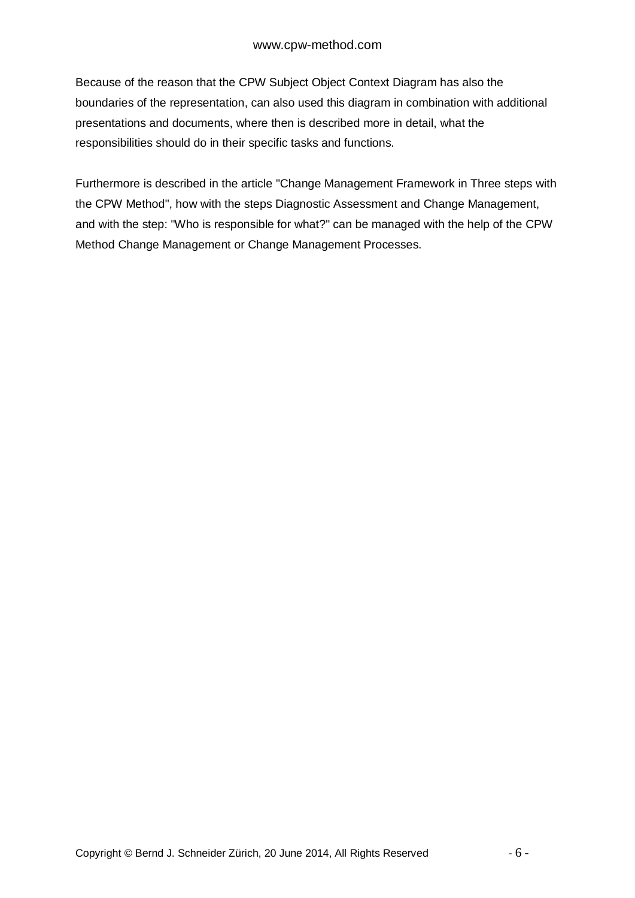Because of the reason that the CPW Subject Object Context Diagram has also the boundaries of the representation, can also used this diagram in combination with additional presentations and documents, where then is described more in detail, what the responsibilities should do in their specific tasks and functions.

Furthermore is described in the article "Change Management Framework in Three steps with the CPW Method", how with the steps Diagnostic Assessment and Change Management, and with the step: "Who is responsible for what?" can be managed with the help of the CPW Method Change Management or Change Management Processes.